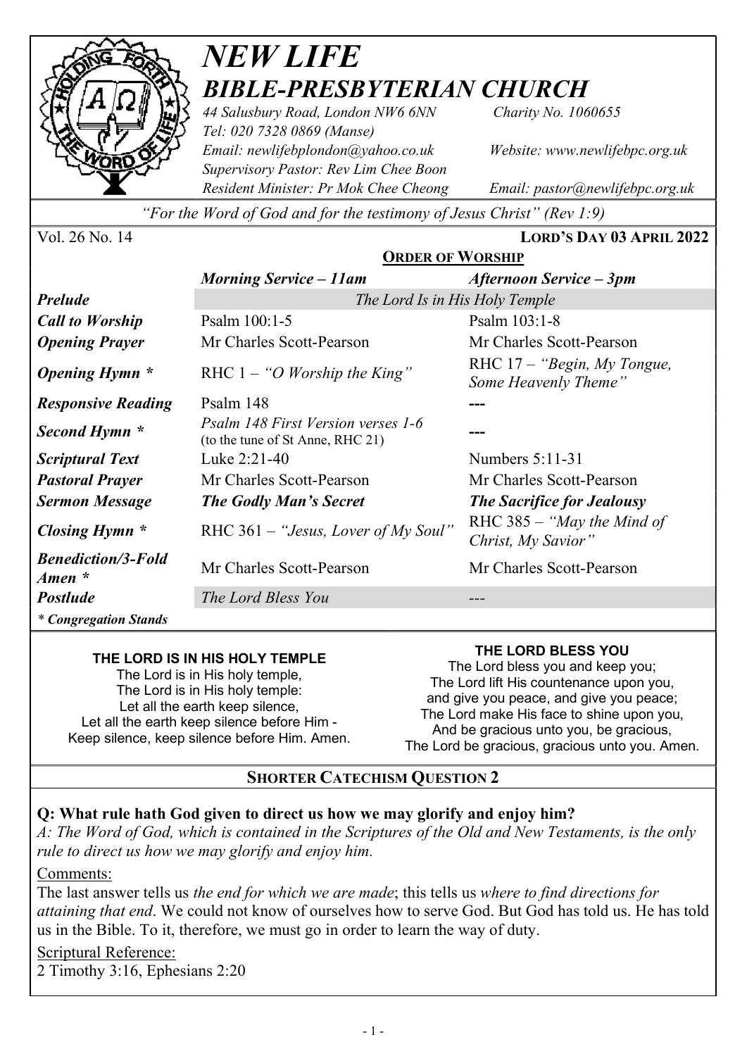# *NEW LIFE*
## *BIBLE-PRESBYTERIAN CHURCH*

*44 Salusbury Road, London NW6 6NN* *Charity No. 1060655*
*Tel: 020 7328 0869 (Manse)*
*Email: newlifebplondon@yahoo.co.uk* *Website: www.newlifebpc.org.uk*
*Supervisory Pastor: Rev Lim Chee Boon*
*Resident Minister: Pr Mok Chee Cheong* *Email: pastor@newlifebpc.org.uk*

*"For the Word of God and for the testimony of Jesus Christ" (Rev 1:9)*

Vol. 26 No. 14 **LORD'S DAY 03 APRIL 2022**

### ORDER OF WORSHIP

| | *Morning Service – 11am* | *Afternoon Service – 3pm* |
|---|---|---|
| ***Prelude*** | *The Lord Is in His Holy Temple* | |
| ***Call to Worship*** | Psalm 100:1-5 | Psalm 103:1-8 |
| ***Opening Prayer*** | Mr Charles Scott-Pearson | Mr Charles Scott-Pearson |
| ***Opening Hymn **** | RHC 1 – *"O Worship the King"* | RHC 17 – *"Begin, My Tongue, Some Heavenly Theme"* |
| ***Responsive Reading*** | Psalm 148 | --- |
| ***Second Hymn **** | *Psalm 148 First Version verses 1-6* (to the tune of St Anne, RHC 21) | --- |
| ***Scriptural Text*** | Luke 2:21-40 | Numbers 5:11-31 |
| ***Pastoral Prayer*** | Mr Charles Scott-Pearson | Mr Charles Scott-Pearson |
| ***Sermon Message*** | ***The Godly Man's Secret*** | ***The Sacrifice for Jealousy*** |
| ***Closing Hymn **** | RHC 361 – *"Jesus, Lover of My Soul"* | RHC 385 – *"May the Mind of Christ, My Savior"* |
| ***Benediction/3-Fold Amen **** | Mr Charles Scott-Pearson | Mr Charles Scott-Pearson |
| ***Postlude*** | *The Lord Bless You* | --- |

****** Congregation Stands***

**THE LORD IS IN HIS HOLY TEMPLE**
The Lord is in His holy temple,
The Lord is in His holy temple:
Let all the earth keep silence,
Let all the earth keep silence before Him -
Keep silence, keep silence before Him. Amen.

**THE LORD BLESS YOU**
The Lord bless you and keep you;
The Lord lift His countenance upon you,
and give you peace, and give you peace;
The Lord make His face to shine upon you,
And be gracious unto you, be gracious,
The Lord be gracious, gracious unto you. Amen.

### SHORTER CATECHISM QUESTION 2

**Q: What rule hath God given to direct us how we may glorify and enjoy him?**
*A: The Word of God, which is contained in the Scriptures of the Old and New Testaments, is the only rule to direct us how we may glorify and enjoy him.*

Comments:
The last answer tells us *the end for which we are made*; this tells us *where to find directions for attaining that end*. We could not know of ourselves how to serve God. But God has told us. He has told us in the Bible. To it, therefore, we must go in order to learn the way of duty.

Scriptural Reference:
2 Timothy 3:16, Ephesians 2:20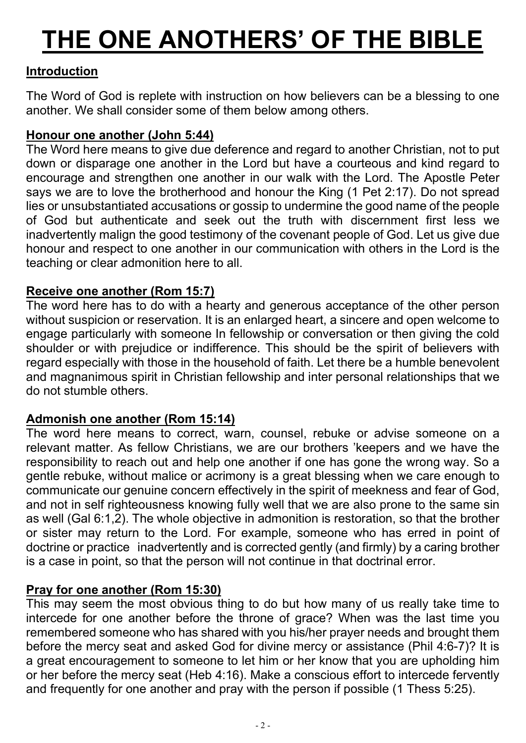# THE ONE ANOTHERS' OF THE BIBLE

**Introduction**

The Word of God is replete with instruction on how believers can be a blessing to one another. We shall consider some of them below among others.

**Honour one another (John 5:44)**

The Word here means to give due deference and regard to another Christian, not to put down or disparage one another in the Lord but have a courteous and kind regard to encourage and strengthen one another in our walk with the Lord. The Apostle Peter says we are to love the brotherhood and honour the King (1 Pet 2:17). Do not spread lies or unsubstantiated accusations or gossip to undermine the good name of the people of God but authenticate and seek out the truth with discernment first less we inadvertently malign the good testimony of the covenant people of God. Let us give due honour and respect to one another in our communication with others in the Lord is the teaching or clear admonition here to all.

**Receive one another (Rom 15:7)**

The word here has to do with a hearty and generous acceptance of the other person without suspicion or reservation. It is an enlarged heart, a sincere and open welcome to engage particularly with someone In fellowship or conversation or then giving the cold shoulder or with prejudice or indifference. This should be the spirit of believers with regard especially with those in the household of faith. Let there be a humble benevolent and magnanimous spirit in Christian fellowship and inter personal relationships that we do not stumble others.

**Admonish one another (Rom 15:14)**

The word here means to correct, warn, counsel, rebuke or advise someone on a relevant matter. As fellow Christians, we are our brothers 'keepers and we have the responsibility to reach out and help one another if one has gone the wrong way. So a gentle rebuke, without malice or acrimony is a great blessing when we care enough to communicate our genuine concern effectively in the spirit of meekness and fear of God, and not in self righteousness knowing fully well that we are also prone to the same sin as well (Gal 6:1,2). The whole objective in admonition is restoration, so that the brother or sister may return to the Lord. For example, someone who has erred in point of doctrine or practice inadvertently and is corrected gently (and firmly) by a caring brother is a case in point, so that the person will not continue in that doctrinal error.

**Pray for one another (Rom 15:30)**

This may seem the most obvious thing to do but how many of us really take time to intercede for one another before the throne of grace? When was the last time you remembered someone who has shared with you his/her prayer needs and brought them before the mercy seat and asked God for divine mercy or assistance (Phil 4:6-7)? It is a great encouragement to someone to let him or her know that you are upholding him or her before the mercy seat (Heb 4:16). Make a conscious effort to intercede fervently and frequently for one another and pray with the person if possible (1 Thess 5:25).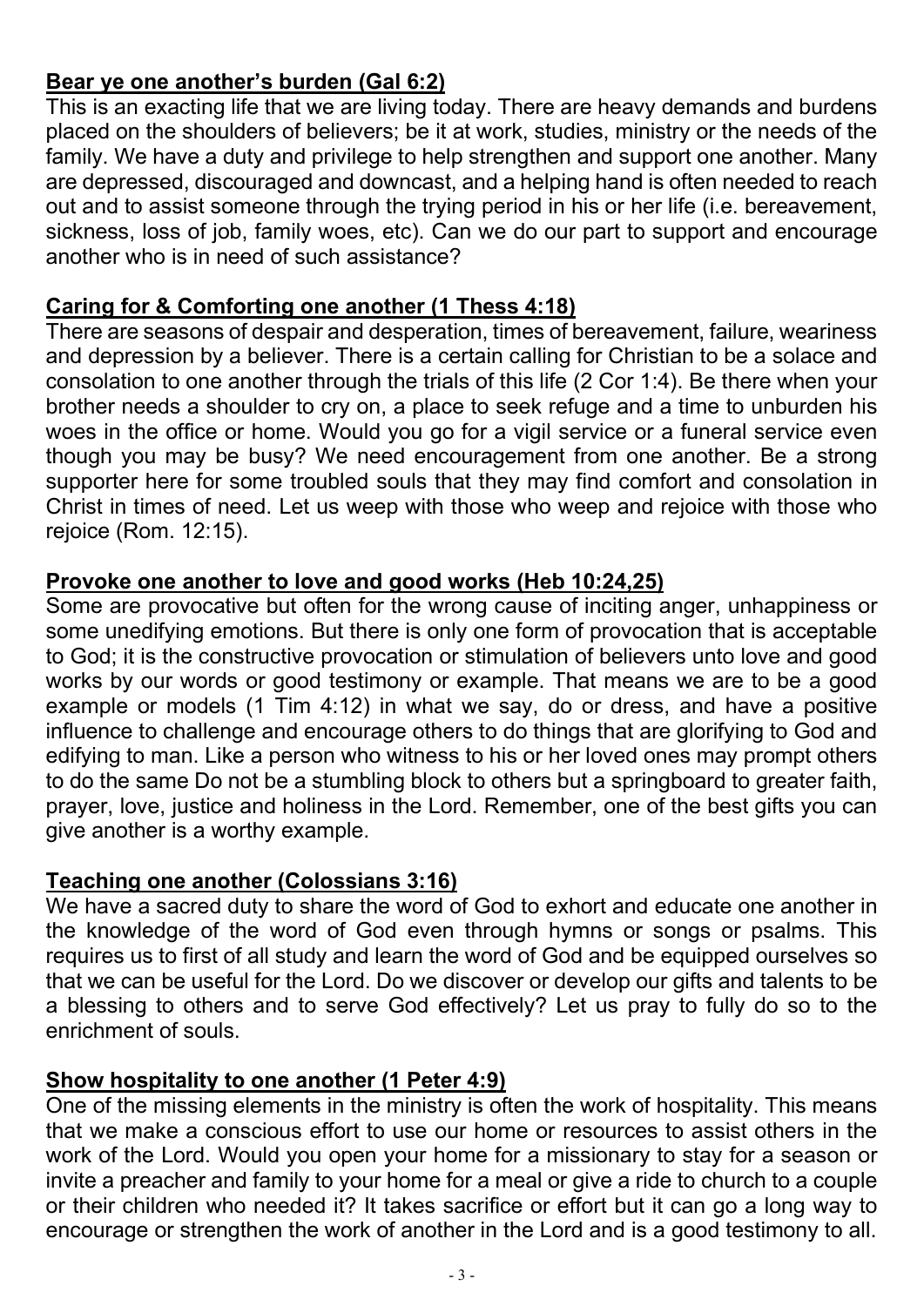**Bear ye one another's burden (Gal 6:2)**

This is an exacting life that we are living today. There are heavy demands and burdens placed on the shoulders of believers; be it at work, studies, ministry or the needs of the family. We have a duty and privilege to help strengthen and support one another. Many are depressed, discouraged and downcast, and a helping hand is often needed to reach out and to assist someone through the trying period in his or her life (i.e. bereavement, sickness, loss of job, family woes, etc). Can we do our part to support and encourage another who is in need of such assistance?

**Caring for & Comforting one another (1 Thess 4:18)**

There are seasons of despair and desperation, times of bereavement, failure, weariness and depression by a believer. There is a certain calling for Christian to be a solace and consolation to one another through the trials of this life (2 Cor 1:4). Be there when your brother needs a shoulder to cry on, a place to seek refuge and a time to unburden his woes in the office or home. Would you go for a vigil service or a funeral service even though you may be busy? We need encouragement from one another. Be a strong supporter here for some troubled souls that they may find comfort and consolation in Christ in times of need. Let us weep with those who weep and rejoice with those who rejoice (Rom. 12:15).

**Provoke one another to love and good works (Heb 10:24,25)**

Some are provocative but often for the wrong cause of inciting anger, unhappiness or some unedifying emotions. But there is only one form of provocation that is acceptable to God; it is the constructive provocation or stimulation of believers unto love and good works by our words or good testimony or example. That means we are to be a good example or models (1 Tim 4:12) in what we say, do or dress, and have a positive influence to challenge and encourage others to do things that are glorifying to God and edifying to man. Like a person who witness to his or her loved ones may prompt others to do the same Do not be a stumbling block to others but a springboard to greater faith, prayer, love, justice and holiness in the Lord. Remember, one of the best gifts you can give another is a worthy example.

**Teaching one another (Colossians 3:16)**

We have a sacred duty to share the word of God to exhort and educate one another in the knowledge of the word of God even through hymns or songs or psalms. This requires us to first of all study and learn the word of God and be equipped ourselves so that we can be useful for the Lord. Do we discover or develop our gifts and talents to be a blessing to others and to serve God effectively? Let us pray to fully do so to the enrichment of souls.

**Show hospitality to one another (1 Peter 4:9)**

One of the missing elements in the ministry is often the work of hospitality. This means that we make a conscious effort to use our home or resources to assist others in the work of the Lord. Would you open your home for a missionary to stay for a season or invite a preacher and family to your home for a meal or give a ride to church to a couple or their children who needed it? It takes sacrifice or effort but it can go a long way to encourage or strengthen the work of another in the Lord and is a good testimony to all.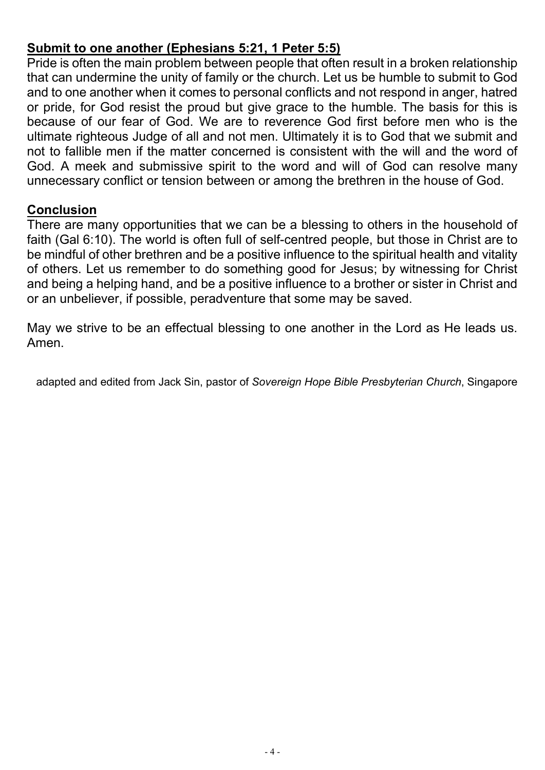**Submit to one another (Ephesians 5:21, 1 Peter 5:5)**

Pride is often the main problem between people that often result in a broken relationship that can undermine the unity of family or the church. Let us be humble to submit to God and to one another when it comes to personal conflicts and not respond in anger, hatred or pride, for God resist the proud but give grace to the humble. The basis for this is because of our fear of God. We are to reverence God first before men who is the ultimate righteous Judge of all and not men. Ultimately it is to God that we submit and not to fallible men if the matter concerned is consistent with the will and the word of God. A meek and submissive spirit to the word and will of God can resolve many unnecessary conflict or tension between or among the brethren in the house of God.

**Conclusion**

There are many opportunities that we can be a blessing to others in the household of faith (Gal 6:10). The world is often full of self-centred people, but those in Christ are to be mindful of other brethren and be a positive influence to the spiritual health and vitality of others. Let us remember to do something good for Jesus; by witnessing for Christ and being a helping hand, and be a positive influence to a brother or sister in Christ and or an unbeliever, if possible, peradventure that some may be saved.

May we strive to be an effectual blessing to one another in the Lord as He leads us. Amen.

adapted and edited from Jack Sin, pastor of *Sovereign Hope Bible Presbyterian Church*, Singapore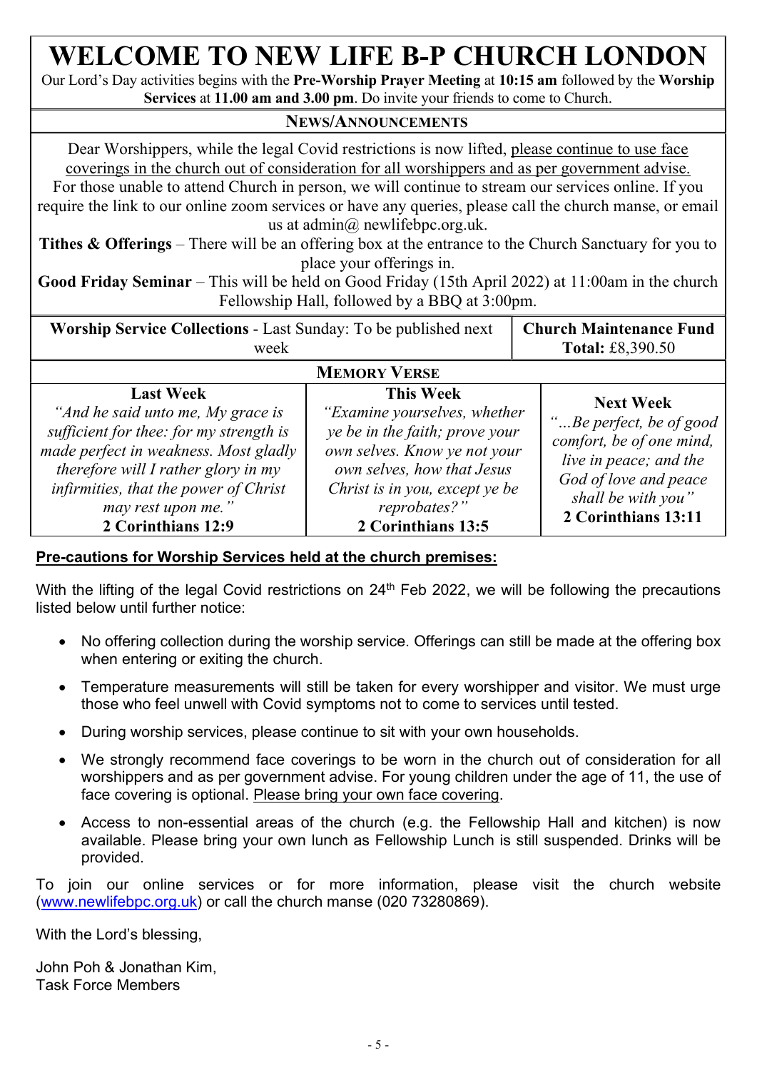# WELCOME TO NEW LIFE B-P CHURCH LONDON

Our Lord's Day activities begins with the **Pre-Worship Prayer Meeting** at **10:15 am** followed by the **Worship Services** at **11.00 am and 3.00 pm**. Do invite your friends to come to Church.

## NEWS/ANNOUNCEMENTS

Dear Worshippers, while the legal Covid restrictions is now lifted, please continue to use face coverings in the church out of consideration for all worshippers and as per government advise.
For those unable to attend Church in person, we will continue to stream our services online. If you require the link to our online zoom services or have any queries, please call the church manse, or email us at admin@ newlifebpc.org.uk.

**Tithes & Offerings** – There will be an offering box at the entrance to the Church Sanctuary for you to place your offerings in.

**Good Friday Seminar** – This will be held on Good Friday (15th April 2022) at 11:00am in the church Fellowship Hall, followed by a BBQ at 3:00pm.

| | |
|---|---|
| **Worship Service Collections** - Last Sunday: To be published next week | **Church Maintenance Fund Total:** £8,390.50 |

## MEMORY VERSE

| Last Week | This Week | Next Week |
|---|---|---|
| *"And he said unto me, My grace is sufficient for thee: for my strength is made perfect in weakness. Most gladly therefore will I rather glory in my infirmities, that the power of Christ may rest upon me."* **2 Corinthians 12:9** | *"Examine yourselves, whether ye be in the faith; prove your own selves. Know ye not your own selves, how that Jesus Christ is in you, except ye be reprobates?"* **2 Corinthians 13:5** | *"…Be perfect, be of good comfort, be of one mind, live in peace; and the God of love and peace shall be with you"* **2 Corinthians 13:11** |

**Pre-cautions for Worship Services held at the church premises:**

With the lifting of the legal Covid restrictions on 24th Feb 2022, we will be following the precautions listed below until further notice:

- No offering collection during the worship service. Offerings can still be made at the offering box when entering or exiting the church.
- Temperature measurements will still be taken for every worshipper and visitor. We must urge those who feel unwell with Covid symptoms not to come to services until tested.
- During worship services, please continue to sit with your own households.
- We strongly recommend face coverings to be worn in the church out of consideration for all worshippers and as per government advise. For young children under the age of 11, the use of face covering is optional. Please bring your own face covering.
- Access to non-essential areas of the church (e.g. the Fellowship Hall and kitchen) is now available. Please bring your own lunch as Fellowship Lunch is still suspended. Drinks will be provided.

To join our online services or for more information, please visit the church website (www.newlifebpc.org.uk) or call the church manse (020 73280869).

With the Lord's blessing,

John Poh & Jonathan Kim,
Task Force Members